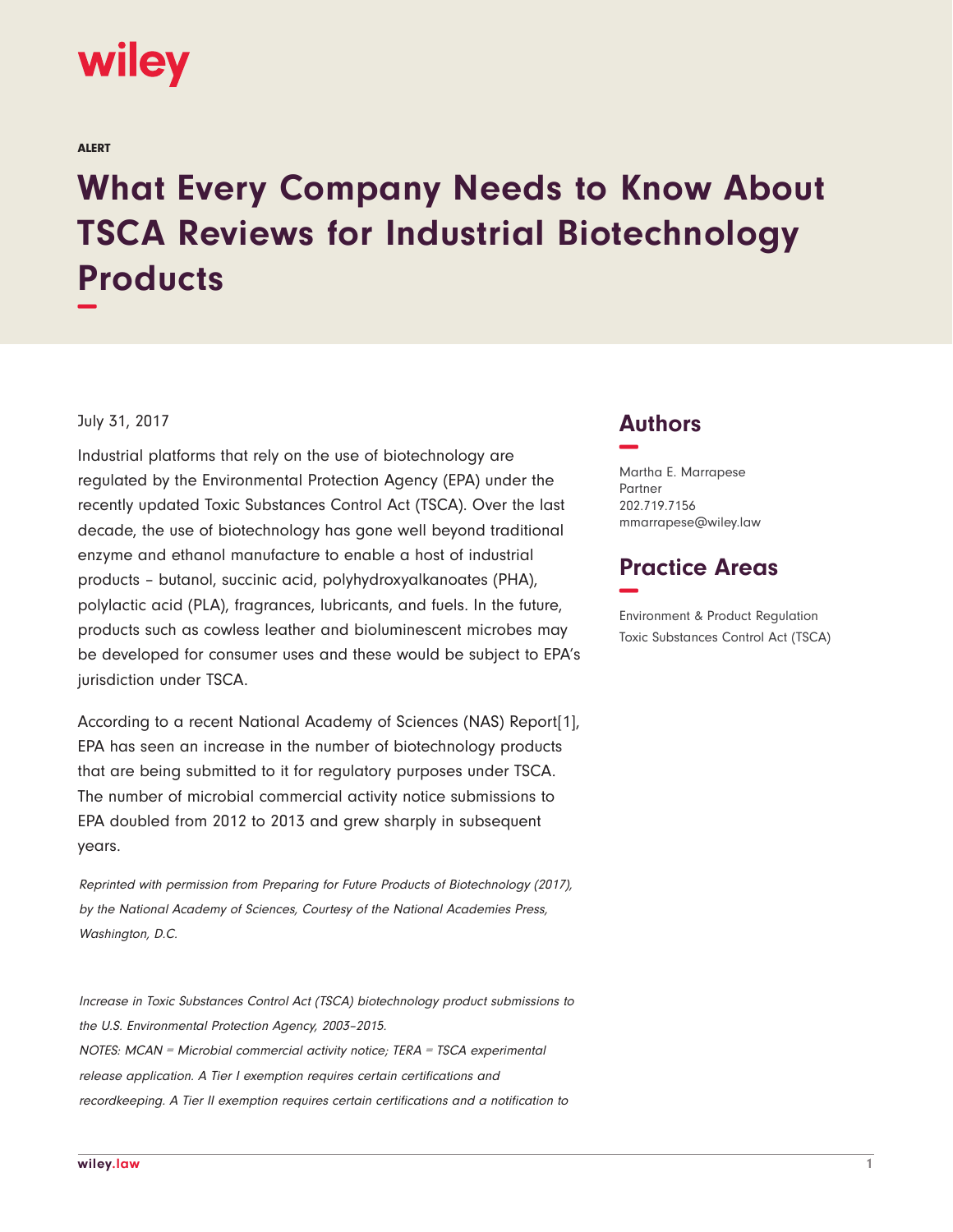wiley

ALERT

# What Every Company Needs to Know About TSCA Reviews for Industrial Biotechnology Products

July 31, 2017

Industrial platforms that rely on the use of biotechnology are regulated by the Environmental Protection Agency (EPA) under the recently updated Toxic Substances Control Act (TSCA). Over the last decade, the use of biotechnology has gone well beyond traditional enzyme and ethanol manufacture to enable a host of industrial products – butanol, succinic acid, polyhydroxyalkanoates (PHA), polylactic acid (PLA), fragrances, lubricants, and fuels. In the future, products such as cowless leather and bioluminescent microbes may be developed for consumer uses and these would be subject to EPA's jurisdiction under TSCA.

According to a recent National Academy of Sciences (NAS) Report[1], EPA has seen an increase in the number of biotechnology products that are being submitted to it for regulatory purposes under TSCA. The number of microbial commercial activity notice submissions to EPA doubled from 2012 to 2013 and grew sharply in subsequent years.

*Reprinted with permission from Preparing for Future Products of Biotechnology (2017), by the National Academy of Sciences, Courtesy of the National Academies Press, Washington, D.C.*

*Increase in Toxic Substances Control Act (TSCA) biotechnology product submissions to the U.S. Environmental Protection Agency, 2003–2015.*
*NOTES: MCAN = Microbial commercial activity notice; TERA = TSCA experimental release application. A Tier I exemption requires certain certifications and recordkeeping. A Tier II exemption requires certain certifications and a notification to*

## Authors

Martha E. Marrapese
Partner
202.719.7156
mmarrapese@wiley.law

## Practice Areas

Environment & Product Regulation
Toxic Substances Control Act (TSCA)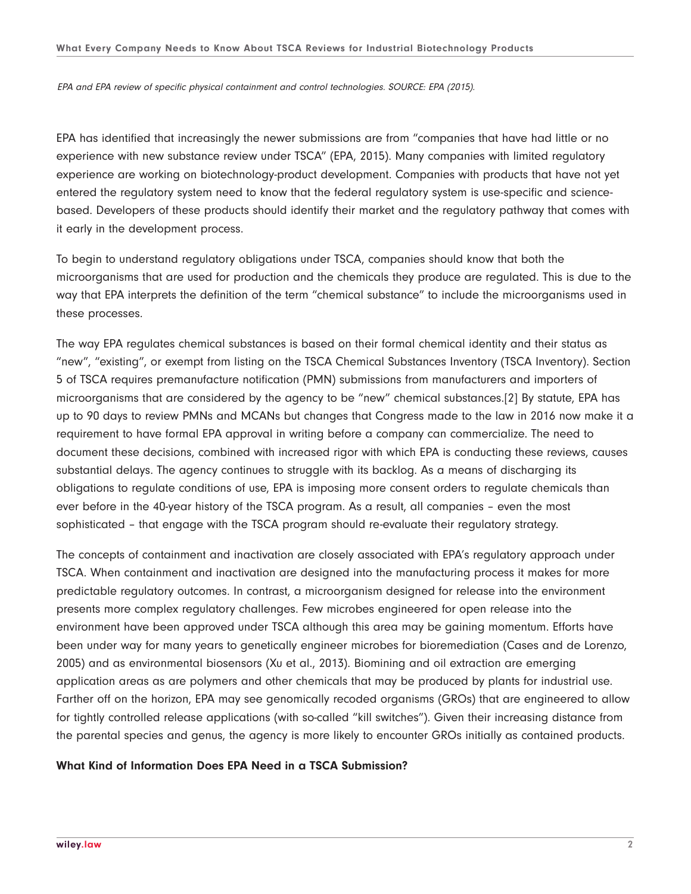*EPA and EPA review of specific physical containment and control technologies. SOURCE: EPA (2015).*

EPA has identified that increasingly the newer submissions are from "companies that have had little or no experience with new substance review under TSCA" (EPA, 2015). Many companies with limited regulatory experience are working on biotechnology-product development. Companies with products that have not yet entered the regulatory system need to know that the federal regulatory system is use-specific and science-based. Developers of these products should identify their market and the regulatory pathway that comes with it early in the development process.

To begin to understand regulatory obligations under TSCA, companies should know that both the microorganisms that are used for production and the chemicals they produce are regulated. This is due to the way that EPA interprets the definition of the term "chemical substance" to include the microorganisms used in these processes.

The way EPA regulates chemical substances is based on their formal chemical identity and their status as "new", "existing", or exempt from listing on the TSCA Chemical Substances Inventory (TSCA Inventory). Section 5 of TSCA requires premanufacture notification (PMN) submissions from manufacturers and importers of microorganisms that are considered by the agency to be "new" chemical substances.[2] By statute, EPA has up to 90 days to review PMNs and MCANs but changes that Congress made to the law in 2016 now make it a requirement to have formal EPA approval in writing before a company can commercialize. The need to document these decisions, combined with increased rigor with which EPA is conducting these reviews, causes substantial delays. The agency continues to struggle with its backlog. As a means of discharging its obligations to regulate conditions of use, EPA is imposing more consent orders to regulate chemicals than ever before in the 40-year history of the TSCA program. As a result, all companies – even the most sophisticated – that engage with the TSCA program should re-evaluate their regulatory strategy.

The concepts of containment and inactivation are closely associated with EPA's regulatory approach under TSCA. When containment and inactivation are designed into the manufacturing process it makes for more predictable regulatory outcomes. In contrast, a microorganism designed for release into the environment presents more complex regulatory challenges. Few microbes engineered for open release into the environment have been approved under TSCA although this area may be gaining momentum. Efforts have been under way for many years to genetically engineer microbes for bioremediation (Cases and de Lorenzo, 2005) and as environmental biosensors (Xu et al., 2013). Biomining and oil extraction are emerging application areas as are polymers and other chemicals that may be produced by plants for industrial use. Farther off on the horizon, EPA may see genomically recoded organisms (GROs) that are engineered to allow for tightly controlled release applications (with so-called "kill switches"). Given their increasing distance from the parental species and genus, the agency is more likely to encounter GROs initially as contained products.

### What Kind of Information Does EPA Need in a TSCA Submission?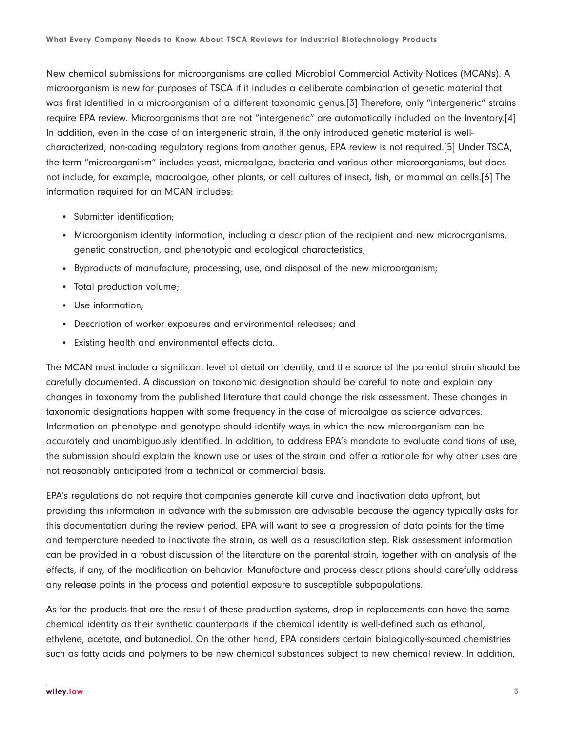New chemical submissions for microorganisms are called Microbial Commercial Activity Notices (MCANs). A microorganism is new for purposes of TSCA if it includes a deliberate combination of genetic material that was first identified in a microorganism of a different taxonomic genus.[3] Therefore, only "intergeneric" strains require EPA review. Microorganisms that are not "intergeneric" are automatically included on the Inventory.[4] In addition, even in the case of an intergeneric strain, if the only introduced genetic material is well-characterized, non-coding regulatory regions from another genus, EPA review is not required.[5] Under TSCA, the term "microorganism" includes yeast, microalgae, bacteria and various other microorganisms, but does not include, for example, macroalgae, other plants, or cell cultures of insect, fish, or mammalian cells.[6] The information required for an MCAN includes:

- Submitter identification;
- Microorganism identity information, including a description of the recipient and new microorganisms, genetic construction, and phenotypic and ecological characteristics;
- Byproducts of manufacture, processing, use, and disposal of the new microorganism;
- Total production volume;
- Use information;
- Description of worker exposures and environmental releases; and
- Existing health and environmental effects data.

The MCAN must include a significant level of detail on identity, and the source of the parental strain should be carefully documented. A discussion on taxonomic designation should be careful to note and explain any changes in taxonomy from the published literature that could change the risk assessment. These changes in taxonomic designations happen with some frequency in the case of microalgae as science advances. Information on phenotype and genotype should identify ways in which the new microorganism can be accurately and unambiguously identified. In addition, to address EPA's mandate to evaluate conditions of use, the submission should explain the known use or uses of the strain and offer a rationale for why other uses are not reasonably anticipated from a technical or commercial basis.

EPA's regulations do not require that companies generate kill curve and inactivation data upfront, but providing this information in advance with the submission are advisable because the agency typically asks for this documentation during the review period. EPA will want to see a progression of data points for the time and temperature needed to inactivate the strain, as well as a resuscitation step. Risk assessment information can be provided in a robust discussion of the literature on the parental strain, together with an analysis of the effects, if any, of the modification on behavior. Manufacture and process descriptions should carefully address any release points in the process and potential exposure to susceptible subpopulations.

As for the products that are the result of these production systems, drop in replacements can have the same chemical identity as their synthetic counterparts if the chemical identity is well-defined such as ethanol, ethylene, acetate, and butanediol. On the other hand, EPA considers certain biologically-sourced chemistries such as fatty acids and polymers to be new chemical substances subject to new chemical review. In addition,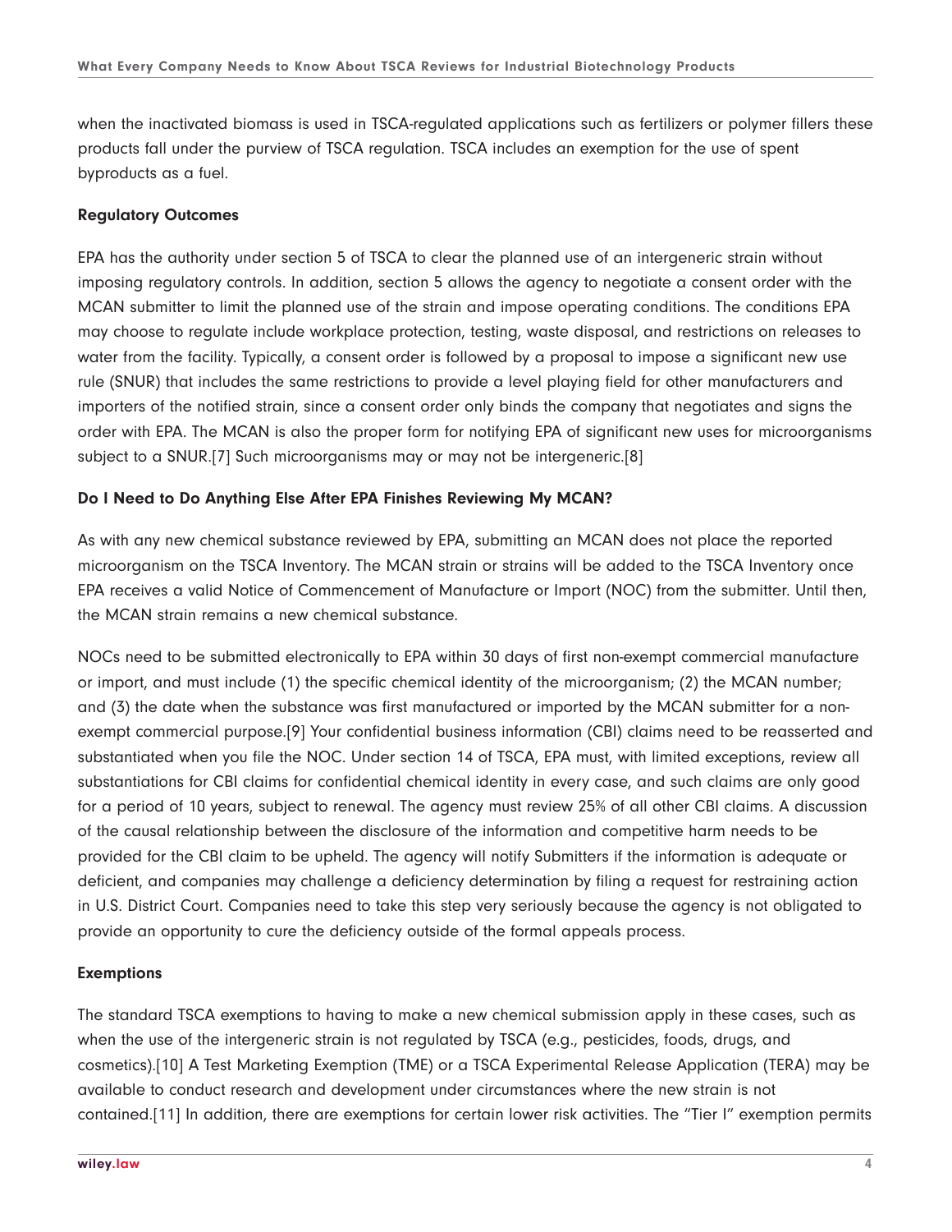when the inactivated biomass is used in TSCA-regulated applications such as fertilizers or polymer fillers these products fall under the purview of TSCA regulation. TSCA includes an exemption for the use of spent byproducts as a fuel.

**Regulatory Outcomes**

EPA has the authority under section 5 of TSCA to clear the planned use of an intergeneric strain without imposing regulatory controls. In addition, section 5 allows the agency to negotiate a consent order with the MCAN submitter to limit the planned use of the strain and impose operating conditions. The conditions EPA may choose to regulate include workplace protection, testing, waste disposal, and restrictions on releases to water from the facility. Typically, a consent order is followed by a proposal to impose a significant new use rule (SNUR) that includes the same restrictions to provide a level playing field for other manufacturers and importers of the notified strain, since a consent order only binds the company that negotiates and signs the order with EPA. The MCAN is also the proper form for notifying EPA of significant new uses for microorganisms subject to a SNUR.[7] Such microorganisms may or may not be intergeneric.[8]

**Do I Need to Do Anything Else After EPA Finishes Reviewing My MCAN?**

As with any new chemical substance reviewed by EPA, submitting an MCAN does not place the reported microorganism on the TSCA Inventory. The MCAN strain or strains will be added to the TSCA Inventory once EPA receives a valid Notice of Commencement of Manufacture or Import (NOC) from the submitter. Until then, the MCAN strain remains a new chemical substance.

NOCs need to be submitted electronically to EPA within 30 days of first non-exempt commercial manufacture or import, and must include (1) the specific chemical identity of the microorganism; (2) the MCAN number; and (3) the date when the substance was first manufactured or imported by the MCAN submitter for a non-exempt commercial purpose.[9] Your confidential business information (CBI) claims need to be reasserted and substantiated when you file the NOC. Under section 14 of TSCA, EPA must, with limited exceptions, review all substantiations for CBI claims for confidential chemical identity in every case, and such claims are only good for a period of 10 years, subject to renewal. The agency must review 25% of all other CBI claims. A discussion of the causal relationship between the disclosure of the information and competitive harm needs to be provided for the CBI claim to be upheld. The agency will notify Submitters if the information is adequate or deficient, and companies may challenge a deficiency determination by filing a request for restraining action in U.S. District Court. Companies need to take this step very seriously because the agency is not obligated to provide an opportunity to cure the deficiency outside of the formal appeals process.

**Exemptions**

The standard TSCA exemptions to having to make a new chemical submission apply in these cases, such as when the use of the intergeneric strain is not regulated by TSCA (e.g., pesticides, foods, drugs, and cosmetics).[10] A Test Marketing Exemption (TME) or a TSCA Experimental Release Application (TERA) may be available to conduct research and development under circumstances where the new strain is not contained.[11] In addition, there are exemptions for certain lower risk activities. The "Tier I" exemption permits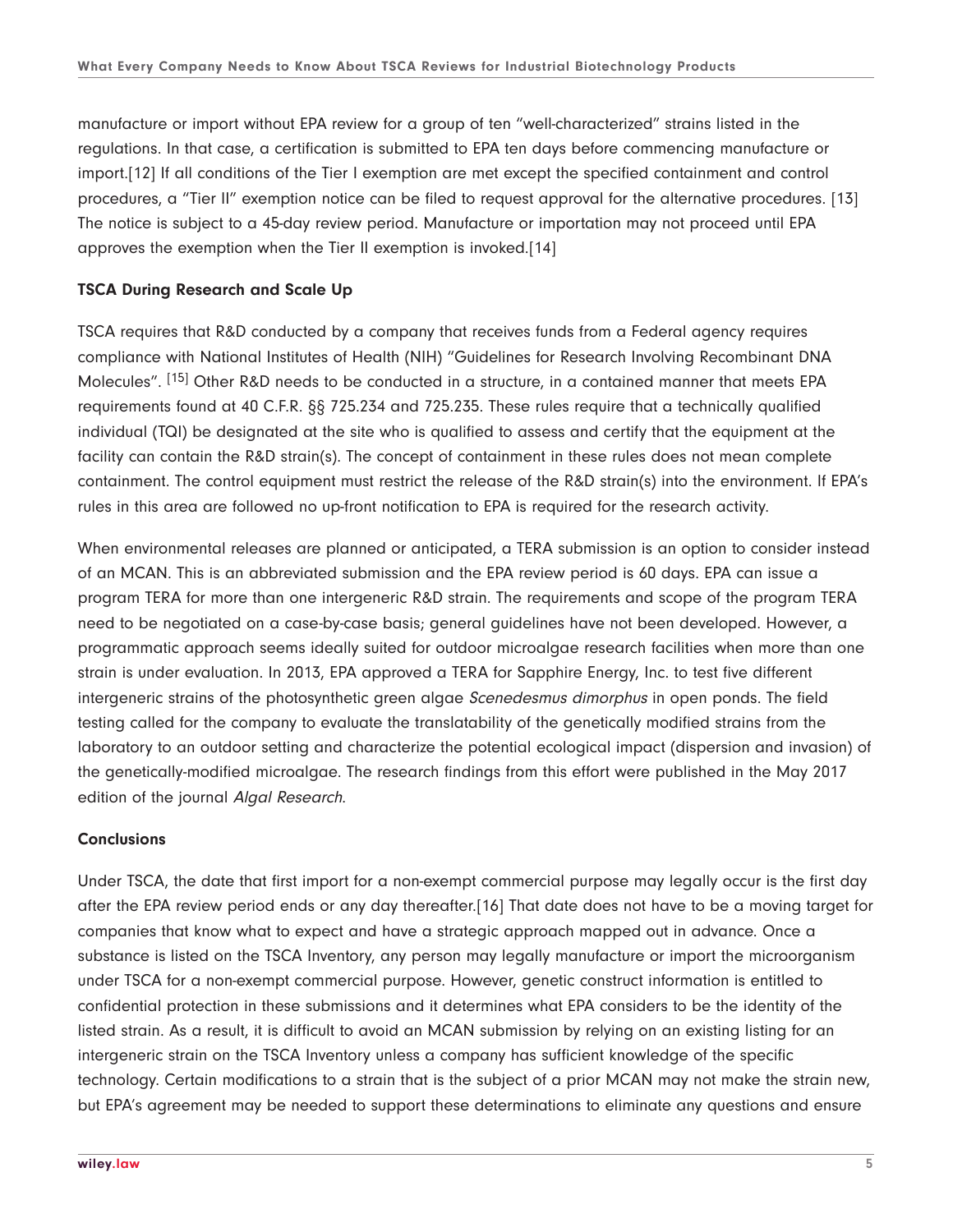manufacture or import without EPA review for a group of ten "well-characterized" strains listed in the regulations. In that case, a certification is submitted to EPA ten days before commencing manufacture or import.[12] If all conditions of the Tier I exemption are met except the specified containment and control procedures, a "Tier II" exemption notice can be filed to request approval for the alternative procedures. [13] The notice is subject to a 45-day review period. Manufacture or importation may not proceed until EPA approves the exemption when the Tier II exemption is invoked.[14]

**TSCA During Research and Scale Up**

TSCA requires that R&D conducted by a company that receives funds from a Federal agency requires compliance with National Institutes of Health (NIH) "Guidelines for Research Involving Recombinant DNA Molecules". [15] Other R&D needs to be conducted in a structure, in a contained manner that meets EPA requirements found at 40 C.F.R. §§ 725.234 and 725.235. These rules require that a technically qualified individual (TQI) be designated at the site who is qualified to assess and certify that the equipment at the facility can contain the R&D strain(s). The concept of containment in these rules does not mean complete containment. The control equipment must restrict the release of the R&D strain(s) into the environment. If EPA's rules in this area are followed no up-front notification to EPA is required for the research activity.

When environmental releases are planned or anticipated, a TERA submission is an option to consider instead of an MCAN. This is an abbreviated submission and the EPA review period is 60 days. EPA can issue a program TERA for more than one intergeneric R&D strain. The requirements and scope of the program TERA need to be negotiated on a case-by-case basis; general guidelines have not been developed. However, a programmatic approach seems ideally suited for outdoor microalgae research facilities when more than one strain is under evaluation. In 2013, EPA approved a TERA for Sapphire Energy, Inc. to test five different intergeneric strains of the photosynthetic green algae *Scenedesmus dimorphus* in open ponds. The field testing called for the company to evaluate the translatability of the genetically modified strains from the laboratory to an outdoor setting and characterize the potential ecological impact (dispersion and invasion) of the genetically-modified microalgae. The research findings from this effort were published in the May 2017 edition of the journal *Algal Research*.

**Conclusions**

Under TSCA, the date that first import for a non-exempt commercial purpose may legally occur is the first day after the EPA review period ends or any day thereafter.[16] That date does not have to be a moving target for companies that know what to expect and have a strategic approach mapped out in advance. Once a substance is listed on the TSCA Inventory, any person may legally manufacture or import the microorganism under TSCA for a non-exempt commercial purpose. However, genetic construct information is entitled to confidential protection in these submissions and it determines what EPA considers to be the identity of the listed strain. As a result, it is difficult to avoid an MCAN submission by relying on an existing listing for an intergeneric strain on the TSCA Inventory unless a company has sufficient knowledge of the specific technology. Certain modifications to a strain that is the subject of a prior MCAN may not make the strain new, but EPA's agreement may be needed to support these determinations to eliminate any questions and ensure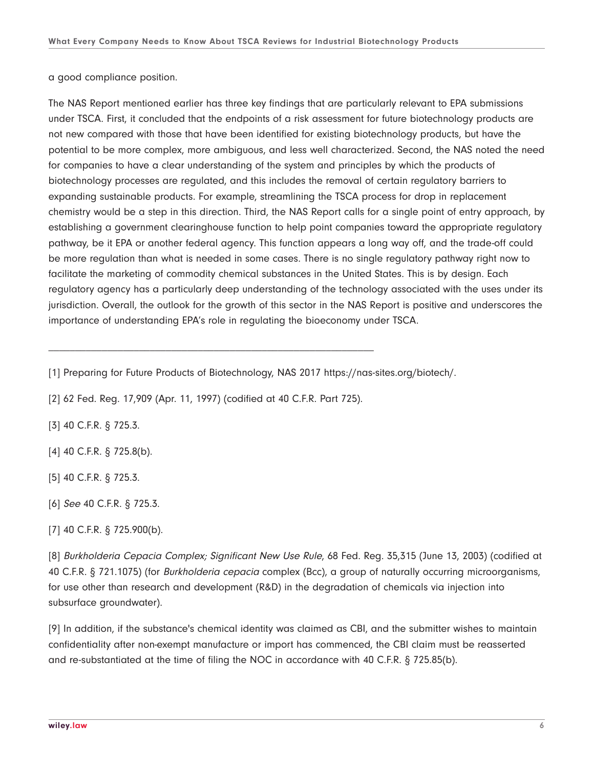a good compliance position.

The NAS Report mentioned earlier has three key findings that are particularly relevant to EPA submissions under TSCA. First, it concluded that the endpoints of a risk assessment for future biotechnology products are not new compared with those that have been identified for existing biotechnology products, but have the potential to be more complex, more ambiguous, and less well characterized. Second, the NAS noted the need for companies to have a clear understanding of the system and principles by which the products of biotechnology processes are regulated, and this includes the removal of certain regulatory barriers to expanding sustainable products. For example, streamlining the TSCA process for drop in replacement chemistry would be a step in this direction. Third, the NAS Report calls for a single point of entry approach, by establishing a government clearinghouse function to help point companies toward the appropriate regulatory pathway, be it EPA or another federal agency. This function appears a long way off, and the trade-off could be more regulation than what is needed in some cases. There is no single regulatory pathway right now to facilitate the marketing of commodity chemical substances in the United States. This is by design. Each regulatory agency has a particularly deep understanding of the technology associated with the uses under its jurisdiction. Overall, the outlook for the growth of this sector in the NAS Report is positive and underscores the importance of understanding EPA's role in regulating the bioeconomy under TSCA.

---

[1] Preparing for Future Products of Biotechnology, NAS 2017 https://nas-sites.org/biotech/.

[2] 62 Fed. Reg. 17,909 (Apr. 11, 1997) (codified at 40 C.F.R. Part 725).

[3] 40 C.F.R. § 725.3.

[4] 40 C.F.R. § 725.8(b).

[5] 40 C.F.R. § 725.3.

[6] *See* 40 C.F.R. § 725.3.

[7] 40 C.F.R. § 725.900(b).

[8] *Burkholderia Cepacia Complex; Significant New Use Rule*, 68 Fed. Reg. 35,315 (June 13, 2003) (codified at 40 C.F.R. § 721.1075) (for *Burkholderia cepacia* complex (Bcc), a group of naturally occurring microorganisms, for use other than research and development (R&D) in the degradation of chemicals via injection into subsurface groundwater).

[9] In addition, if the substance's chemical identity was claimed as CBI, and the submitter wishes to maintain confidentiality after non-exempt manufacture or import has commenced, the CBI claim must be reasserted and re-substantiated at the time of filing the NOC in accordance with 40 C.F.R. § 725.85(b).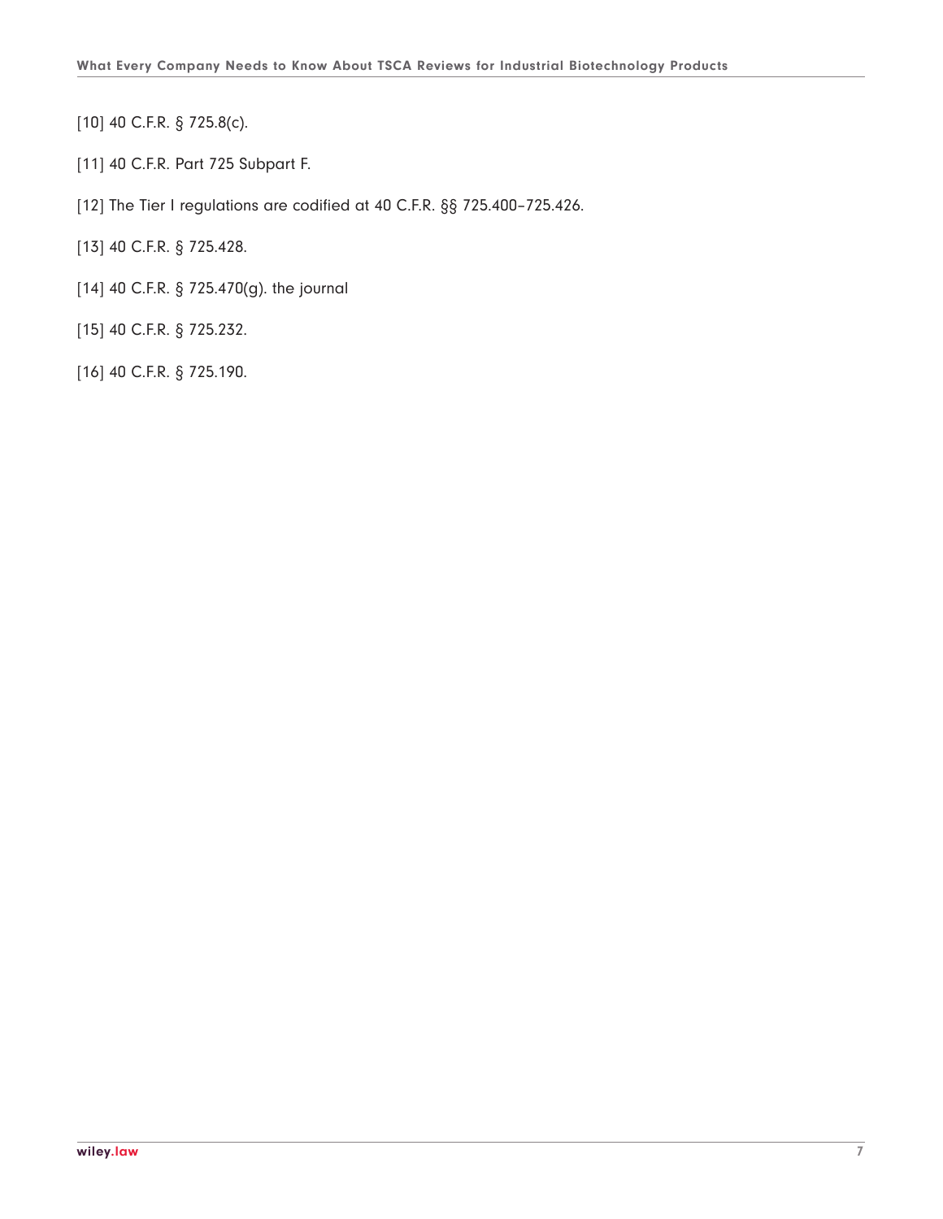[10] 40 C.F.R. § 725.8(c).

[11] 40 C.F.R. Part 725 Subpart F.

[12] The Tier I regulations are codified at 40 C.F.R. §§ 725.400–725.426.

[13] 40 C.F.R. § 725.428.

[14] 40 C.F.R. § 725.470(g). the journal

[15] 40 C.F.R. § 725.232.

[16] 40 C.F.R. § 725.190.